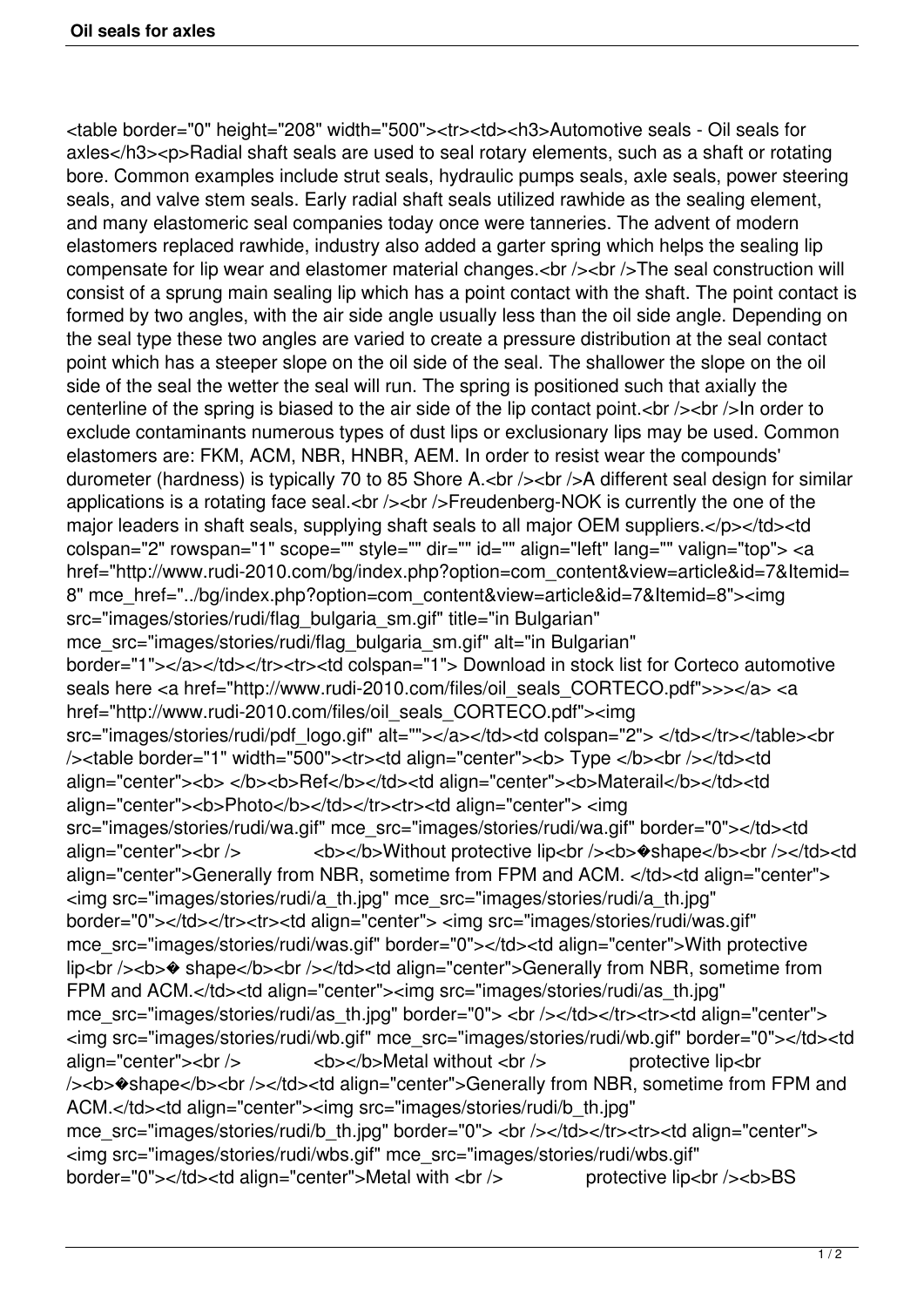**Oil seals for axles**

<table border="0" height="208" width="500"><tr><td><h3>Automotive seals - Oil seals for axles</h3><p>Radial shaft seals are used to seal rotary elements, such as a shaft or rotating bore. Common examples include strut seals, hydraulic pumps seals, axle seals, power steering seals, and valve stem seals. Early radial shaft seals utilized rawhide as the sealing element, and many elastomeric seal companies today once were tanneries. The advent of modern elastomers replaced rawhide, industry also added a garter spring which helps the sealing lip compensate for lip wear and elastomer material changes.<br /><br />The seal construction will consist of a sprung main sealing lip which has a point contact with the shaft. The point contact is formed by two angles, with the air side angle usually less than the oil side angle. Depending on the seal type these two angles are varied to create a pressure distribution at the seal contact point which has a steeper slope on the oil side of the seal. The shallower the slope on the oil side of the seal the wetter the seal will run. The spring is positioned such that axially the centerline of the spring is biased to the air side of the lip contact point.<br /><br />In order to exclude contaminants numerous types of dust lips or exclusionary lips may be used. Common elastomers are: FKM, ACM, NBR, HNBR, AEM. In order to resist wear the compounds' durometer (hardness) is typically 70 to 85 Shore A.<br /><br />A different seal design for similar applications is a rotating face seal.<br /><br />Freudenberg-NOK is currently the one of the major leaders in shaft seals, supplying shaft seals to all major OEM suppliers.</p></td><td colspan="2" rowspan="1" scope="" style="" dir="" id="" align="left" lang="" valign="top"> <a href="http://www.rudi-2010.com/bg/index.php?option=com_content&view=article&id=7&Itemid=8" mce_href="../bg/index.php?option=com_content&view=article&id=7&Itemid=8"><img src="images/stories/rudi/flag_bulgaria_sm.gif" title="in Bulgarian" mce_src="images/stories/rudi/flag_bulgaria_sm.gif" alt="in Bulgarian" border="1"></a></td></tr><tr><td colspan="1"> Download in stock list for Corteco automotive seals here <a href="http://www.rudi-2010.com/files/oil_seals_CORTECO.pdf">>></a> <a href="http://www.rudi-2010.com/files/oil_seals_CORTECO.pdf"><img src="images/stories/rudi/pdf_logo.gif" alt=""></a></td><td colspan="2"> </td></tr></table><br /><table border="1" width="500"><tr><td align="center"><b> Type </b><br /></td><td align="center"><b> </b><b>Ref</b></td><td align="center"><b>Materail</b></td><td align="center"><b>Photo</b></td></tr><tr><td align="center"> <img src="images/stories/rudi/wa.gif" mce_src="images/stories/rudi/wa.gif" border="0"></td><td align="center"><br />            <b></b>Without protective lip<br /><b>�shape</b><br /></td><td align="center">Generally from NBR, sometime from FPM and ACM. </td><td align="center"> <img src="images/stories/rudi/a_th.jpg" mce_src="images/stories/rudi/a_th.jpg" border="0"></td></tr><tr><td align="center"> <img src="images/stories/rudi/was.gif" mce_src="images/stories/rudi/was.gif" border="0"></td><td align="center">With protective lip<br /><b>� shape</b><br /></td><td align="center">Generally from NBR, sometime from FPM and ACM.</td><td align="center"><img src="images/stories/rudi/as_th.jpg" mce_src="images/stories/rudi/as_th.jpg" border="0"> <br /></td></tr><tr><td align="center"> <img src="images/stories/rudi/wb.gif" mce_src="images/stories/rudi/wb.gif" border="0"></td><td align="center"><br />            <b></b>Metal without <br />              protective lip<br /><b>�shape</b><br /></td><td align="center">Generally from NBR, sometime from FPM and ACM.</td><td align="center"><img src="images/stories/rudi/b_th.jpg" mce_src="images/stories/rudi/b_th.jpg" border="0"> <br /></td></tr><tr><td align="center"> <img src="images/stories/rudi/wbs.gif" mce_src="images/stories/rudi/wbs.gif" border="0"></td><td align="center">Metal with <br />              protective lip<br /><b>BS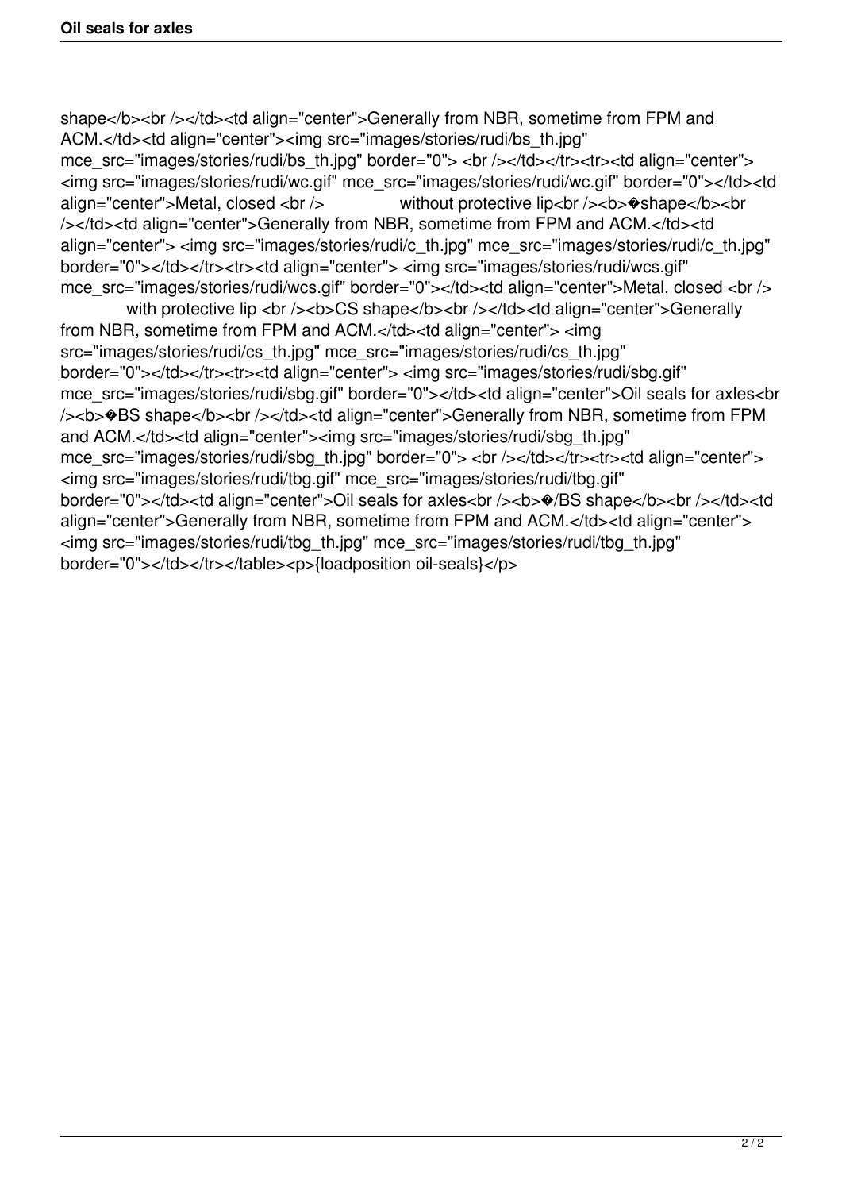shape</b><br /></td><td align="center">Generally from NBR, sometime from FPM and ACM.</td><td align="center"><img src="images/stories/rudi/bs_th.jpg" mce_src="images/stories/rudi/bs_th.jpg" border="0"> <br /></td></tr><tr><td align="center"> <img src="images/stories/rudi/wc.gif" mce_src="images/stories/rudi/wc.gif" border="0"></td><td align="center">Metal, closed <br />              without protective lip<br /><b>�shape</b><br /></td><td align="center">Generally from NBR, sometime from FPM and ACM.</td><td align="center"> <img src="images/stories/rudi/c_th.jpg" mce_src="images/stories/rudi/c_th.jpg" border="0"></td></tr><tr><td align="center"> <img src="images/stories/rudi/wcs.gif" mce_src="images/stories/rudi/wcs.gif" border="0"></td><td align="center">Metal, closed <br />              with protective lip <br /><b>CS shape</b><br /></td><td align="center">Generally from NBR, sometime from FPM and ACM.</td><td align="center"> <img src="images/stories/rudi/cs_th.jpg" mce_src="images/stories/rudi/cs_th.jpg" border="0"></td></tr><tr><td align="center"> <img src="images/stories/rudi/sbg.gif" mce_src="images/stories/rudi/sbg.gif" border="0"></td><td align="center">Oil seals for axles<br /><b>�BS shape</b><br /></td><td align="center">Generally from NBR, sometime from FPM and ACM.</td><td align="center"><img src="images/stories/rudi/sbg_th.jpg" mce_src="images/stories/rudi/sbg_th.jpg" border="0"> <br /></td></tr><tr><td align="center"> <img src="images/stories/rudi/tbg.gif" mce_src="images/stories/rudi/tbg.gif" border="0"></td><td align="center">Oil seals for axles<br /><b>�/BS shape</b><br /></td><td align="center">Generally from NBR, sometime from FPM and ACM.</td><td align="center"> <img src="images/stories/rudi/tbg_th.jpg" mce_src="images/stories/rudi/tbg_th.jpg" border="0"></td></tr></table><p>{loadposition oil-seals}</p>